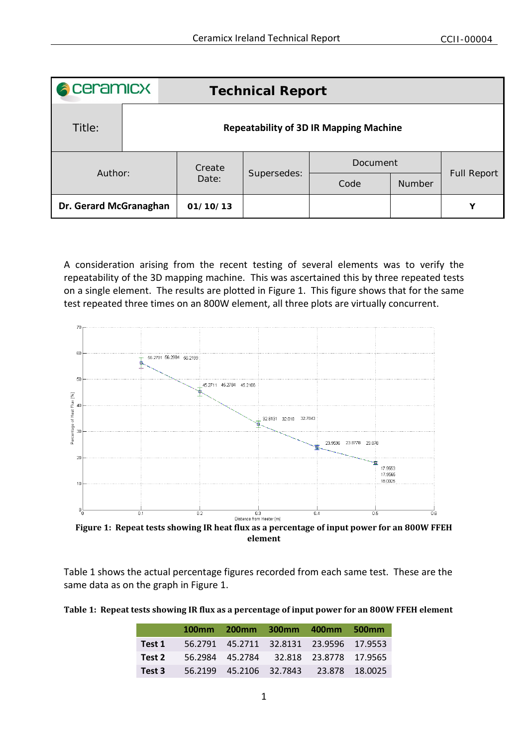| ceramicx | Technical Report | | | | | |
|---|---|---|---|---|---|---|
| Title: | Repeatability of 3D IR Mapping Machine | | | | | |
| Author: | | Create Date: | Supersedes: | Document | | Full Report |
| | | | | Code | Number | |
| **Dr. Gerard McGranaghan** | | **01/10/13** | | | | **Y** |

A consideration arising from the recent testing of several elements was to verify the repeatability of the 3D mapping machine. This was ascertained this by three repeated tests on a single element. The results are plotted in Figure 1. This figure shows that for the same test repeated three times on an 800W element, all three plots are virtually concurrent.

**Figure 1: Repeat tests showing IR heat flux as a percentage of input power for an 800W FFEH element**

Table 1 shows the actual percentage figures recorded from each same test. These are the same data as on the graph in Figure 1.

**Table 1: Repeat tests showing IR flux as a percentage of input power for an 800W FFEH element**

| | 100mm | 200mm | 300mm | 400mm | 500mm |
|---|---|---|---|---|---|
| **Test 1** | 56.2791 | 45.2711 | 32.8131 | 23.9596 | 17.9553 |
| **Test 2** | 56.2984 | 45.2784 | 32.818 | 23.8778 | 17.9565 |
| **Test 3** | 56.2199 | 45.2106 | 32.7843 | 23.878 | 18.0025 |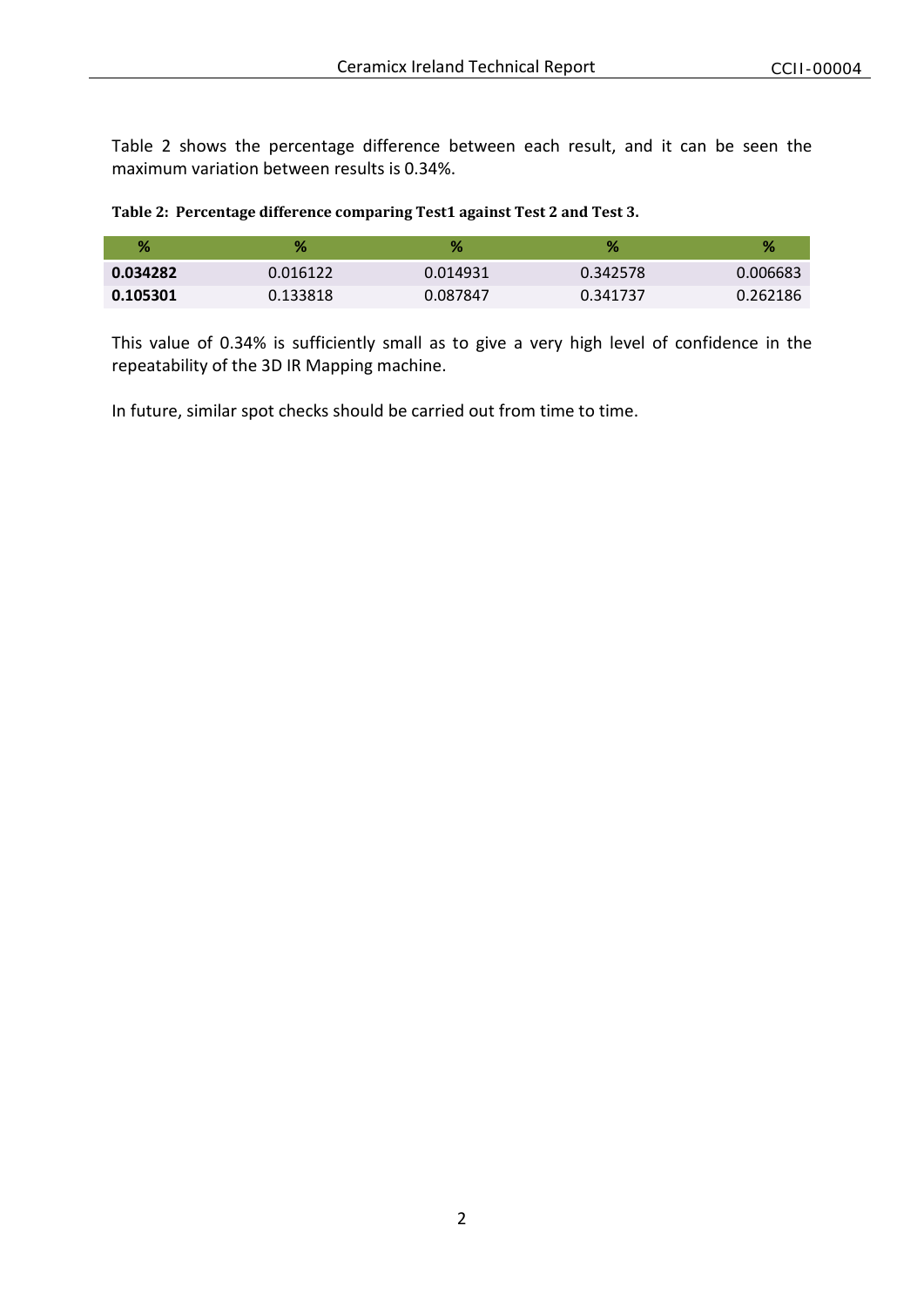Table 2 shows the percentage difference between each result, and it can be seen the maximum variation between results is 0.34%.

**Table 2: Percentage difference comparing Test1 against Test 2 and Test 3.**

| % | % | % | % | % |
|---|---|---|---|---|
| **0.034282** | 0.016122 | 0.014931 | 0.342578 | 0.006683 |
| **0.105301** | 0.133818 | 0.087847 | 0.341737 | 0.262186 |

This value of 0.34% is sufficiently small as to give a very high level of confidence in the repeatability of the 3D IR Mapping machine.

In future, similar spot checks should be carried out from time to time.